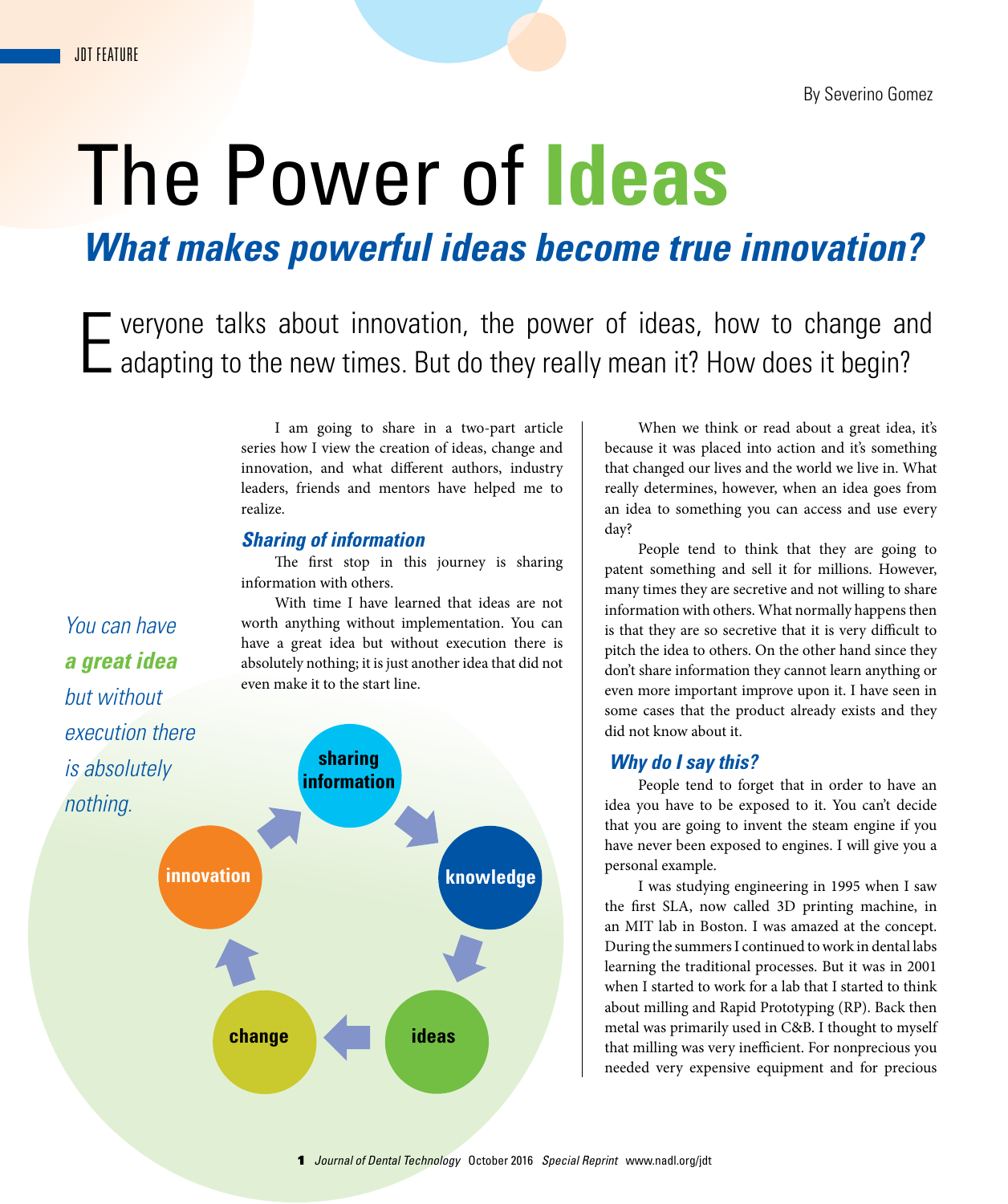JDT FEATURE

By Severino Gomez

# The Power of Ideas

## *What makes powerful ideas become true innovation?*

Everyone talks about innovation, the power of ideas, how to change and adapting to the new times. But do they really mean it? How does it begin?

I am going to share in a two-part article series how I view the creation of ideas, change and innovation, and what different authors, industry leaders, friends and mentors have helped me to realize.

### *Sharing of information*

The first stop in this journey is sharing information with others.

With time I have learned that ideas are not worth anything without implementation. You can have a great idea but without execution there is absolutely nothing; it is just another idea that did not even make it to the start line.

*You can have **a great idea** but without execution there is absolutely nothing.*

sharing information → knowledge → ideas → change → innovation → sharing information

When we think or read about a great idea, it's because it was placed into action and it's something that changed our lives and the world we live in. What really determines, however, when an idea goes from an idea to something you can access and use every day?

People tend to think that they are going to patent something and sell it for millions. However, many times they are secretive and not willing to share information with others. What normally happens then is that they are so secretive that it is very difficult to pitch the idea to others. On the other hand since they don't share information they cannot learn anything or even more important improve upon it. I have seen in some cases that the product already exists and they did not know about it.

### *Why do I say this?*

People tend to forget that in order to have an idea you have to be exposed to it. You can't decide that you are going to invent the steam engine if you have never been exposed to engines. I will give you a personal example.

I was studying engineering in 1995 when I saw the first SLA, now called 3D printing machine, in an MIT lab in Boston. I was amazed at the concept. During the summers I continued to work in dental labs learning the traditional processes. But it was in 2001 when I started to work for a lab that I started to think about milling and Rapid Prototyping (RP). Back then metal was primarily used in C&B. I thought to myself that milling was very inefficient. For nonprecious you needed very expensive equipment and for precious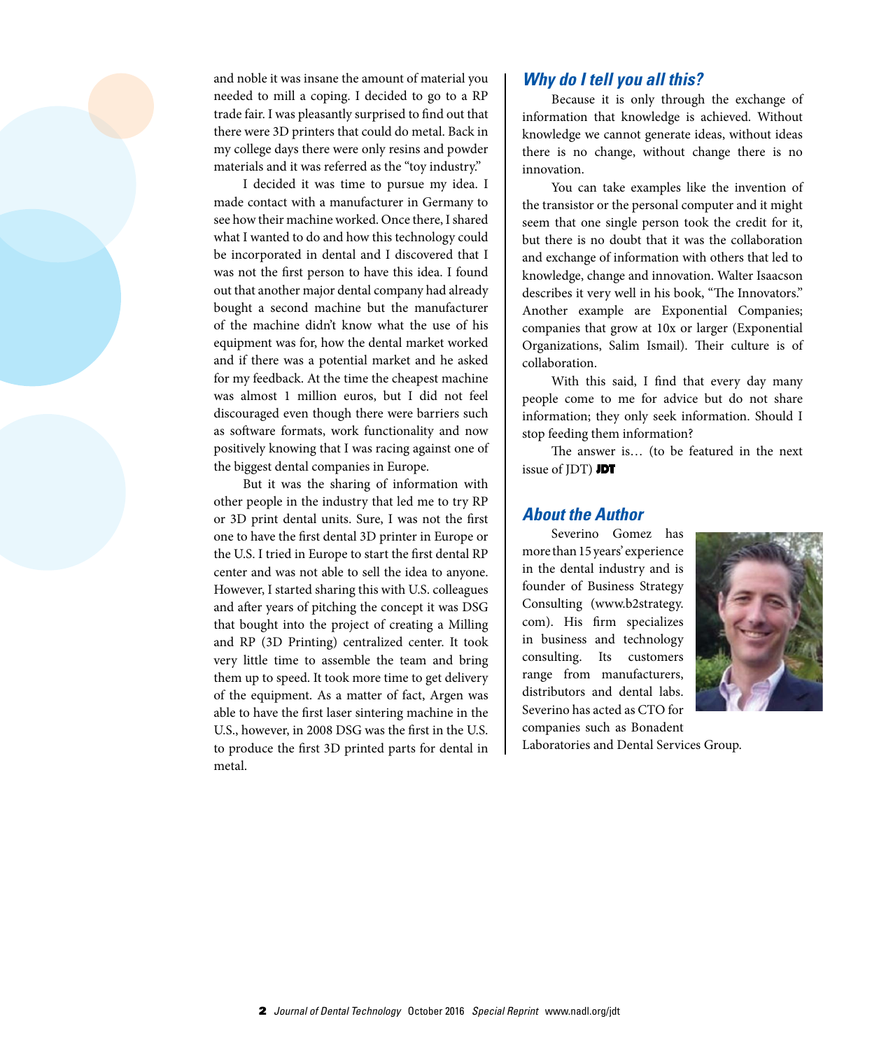and noble it was insane the amount of material you needed to mill a coping. I decided to go to a RP trade fair. I was pleasantly surprised to find out that there were 3D printers that could do metal. Back in my college days there were only resins and powder materials and it was referred as the "toy industry."

I decided it was time to pursue my idea. I made contact with a manufacturer in Germany to see how their machine worked. Once there, I shared what I wanted to do and how this technology could be incorporated in dental and I discovered that I was not the first person to have this idea. I found out that another major dental company had already bought a second machine but the manufacturer of the machine didn't know what the use of his equipment was for, how the dental market worked and if there was a potential market and he asked for my feedback. At the time the cheapest machine was almost 1 million euros, but I did not feel discouraged even though there were barriers such as software formats, work functionality and now positively knowing that I was racing against one of the biggest dental companies in Europe.

But it was the sharing of information with other people in the industry that led me to try RP or 3D print dental units. Sure, I was not the first one to have the first dental 3D printer in Europe or the U.S. I tried in Europe to start the first dental RP center and was not able to sell the idea to anyone. However, I started sharing this with U.S. colleagues and after years of pitching the concept it was DSG that bought into the project of creating a Milling and RP (3D Printing) centralized center. It took very little time to assemble the team and bring them up to speed. It took more time to get delivery of the equipment. As a matter of fact, Argen was able to have the first laser sintering machine in the U.S., however, in 2008 DSG was the first in the U.S. to produce the first 3D printed parts for dental in metal.

## *Why do I tell you all this?*

Because it is only through the exchange of information that knowledge is achieved. Without knowledge we cannot generate ideas, without ideas there is no change, without change there is no innovation.

You can take examples like the invention of the transistor or the personal computer and it might seem that one single person took the credit for it, but there is no doubt that it was the collaboration and exchange of information with others that led to knowledge, change and innovation. Walter Isaacson describes it very well in his book, "The Innovators." Another example are Exponential Companies; companies that grow at 10x or larger (Exponential Organizations, Salim Ismail). Their culture is of collaboration.

With this said, I find that every day many people come to me for advice but do not share information; they only seek information. Should I stop feeding them information?

The answer is… (to be featured in the next issue of JDT) **JDT**

## *About the Author*

Severino Gomez has more than 15 years' experience in the dental industry and is founder of Business Strategy Consulting (www.b2strategy.com). His firm specializes in business and technology consulting. Its customers range from manufacturers, distributors and dental labs. Severino has acted as CTO for companies such as Bonadent Laboratories and Dental Services Group.